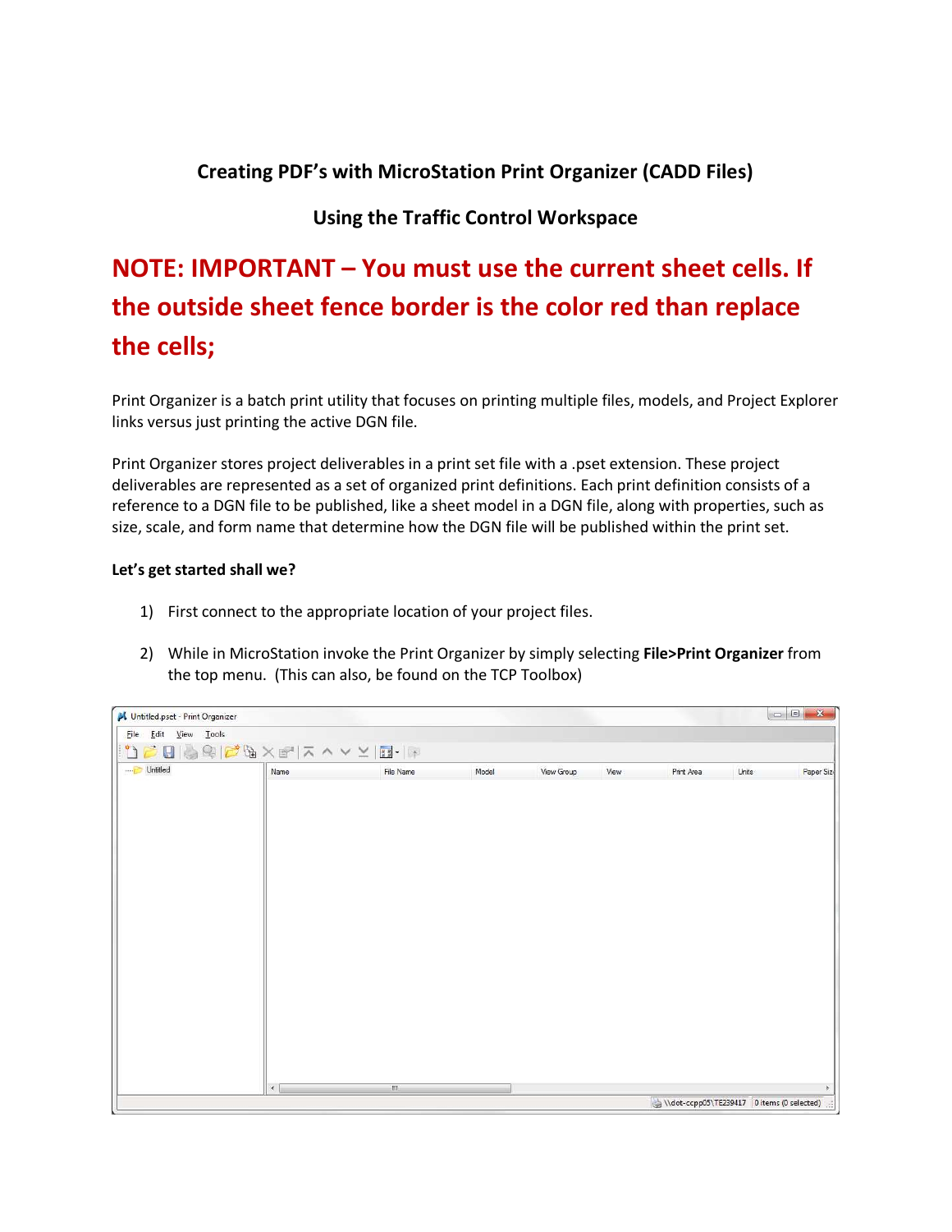# Creating PDF's with MicroStation Print Organizer (CADD Files)

## Using the Traffic Control Workspace

## NOTE: IMPORTANT – You must use the current sheet cells. If the outside sheet fence border is the color red than replace the cells;

Print Organizer is a batch print utility that focuses on printing multiple files, models, and Project Explorer links versus just printing the active DGN file.

Print Organizer stores project deliverables in a print set file with a .pset extension. These project deliverables are represented as a set of organized print definitions. Each print definition consists of a reference to a DGN file to be published, like a sheet model in a DGN file, along with properties, such as size, scale, and form name that determine how the DGN file will be published within the print set.

**Let's get started shall we?**

1) First connect to the appropriate location of your project files.

2) While in MicroStation invoke the Print Organizer by simply selecting **File>Print Organizer** from the top menu. (This can also, be found on the TCP Toolbox)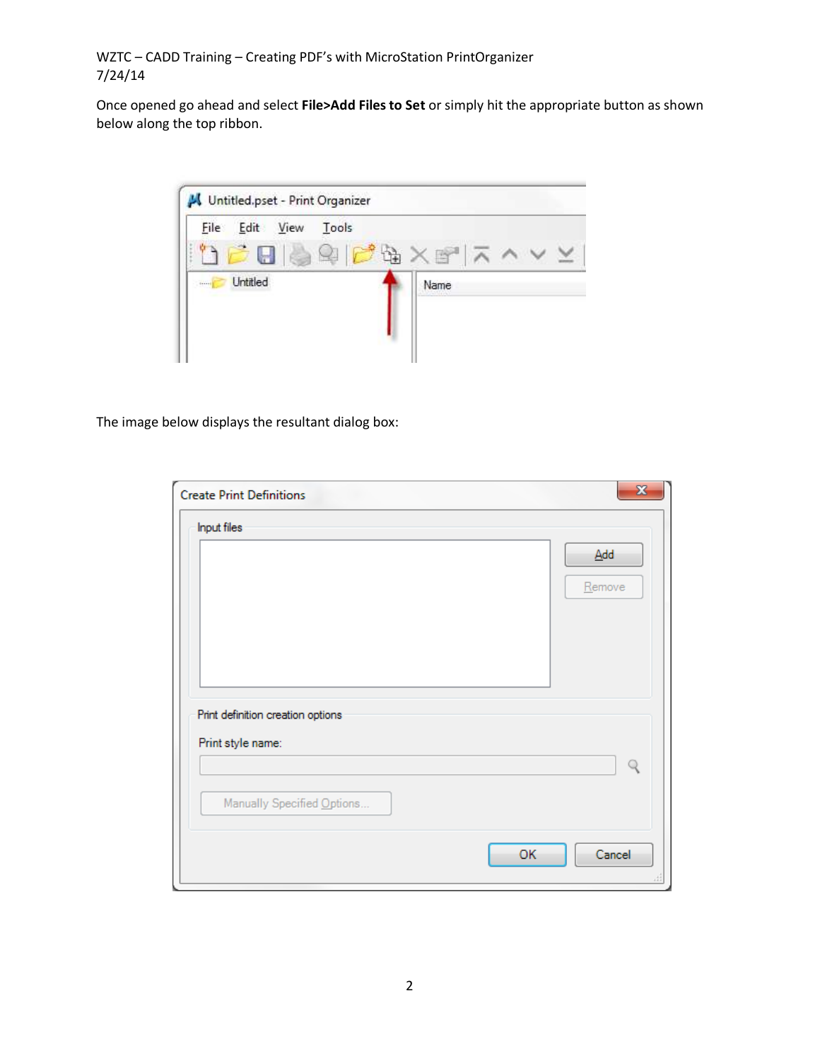Once opened go ahead and select **File>Add Files to Set** or simply hit the appropriate button as shown below along the top ribbon.

The image below displays the resultant dialog box: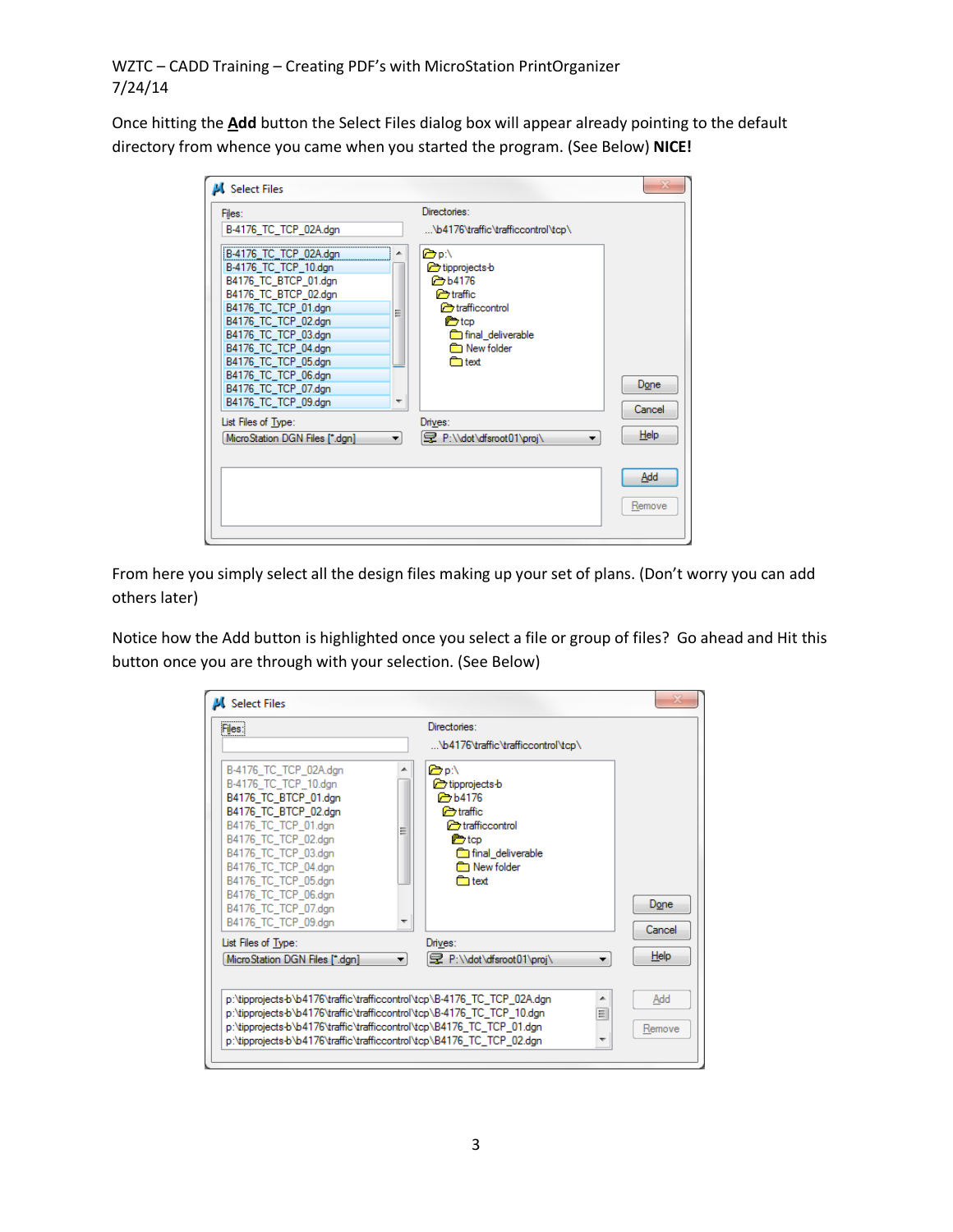Once hitting the **Add** button the Select Files dialog box will appear already pointing to the default directory from whence you came when you started the program. (See Below) **NICE!**

From here you simply select all the design files making up your set of plans. (Don't worry you can add others later)

Notice how the Add button is highlighted once you select a file or group of files? Go ahead and Hit this button once you are through with your selection. (See Below)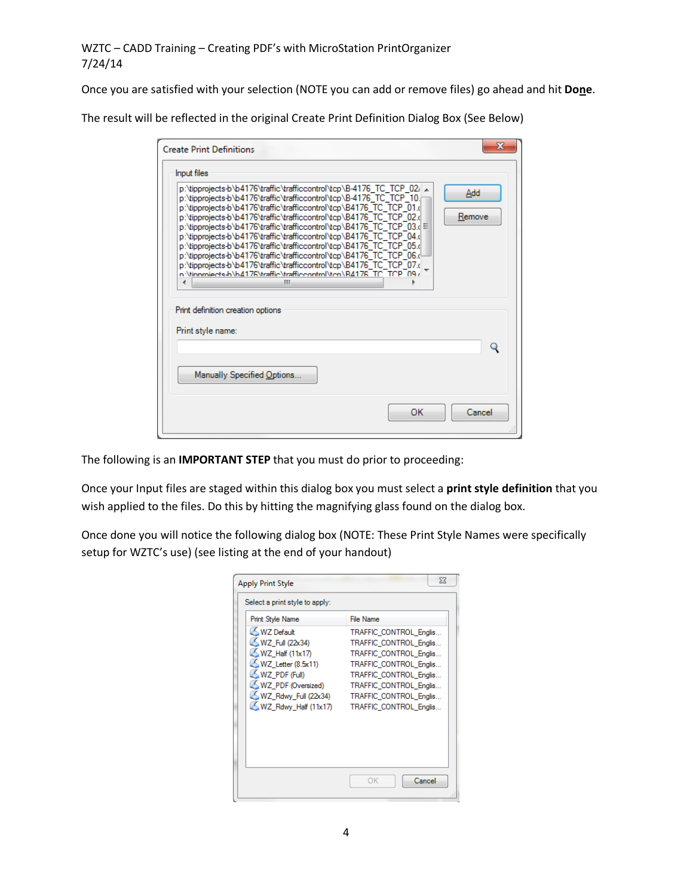Once you are satisfied with your selection (NOTE you can add or remove files) go ahead and hit **Done**.

The result will be reflected in the original Create Print Definition Dialog Box (See Below)

The following is an **IMPORTANT STEP** that you must do prior to proceeding:

Once your Input files are staged within this dialog box you must select a **print style definition** that you wish applied to the files. Do this by hitting the magnifying glass found on the dialog box.

Once done you will notice the following dialog box (NOTE: These Print Style Names were specifically setup for WZTC's use) (see listing at the end of your handout)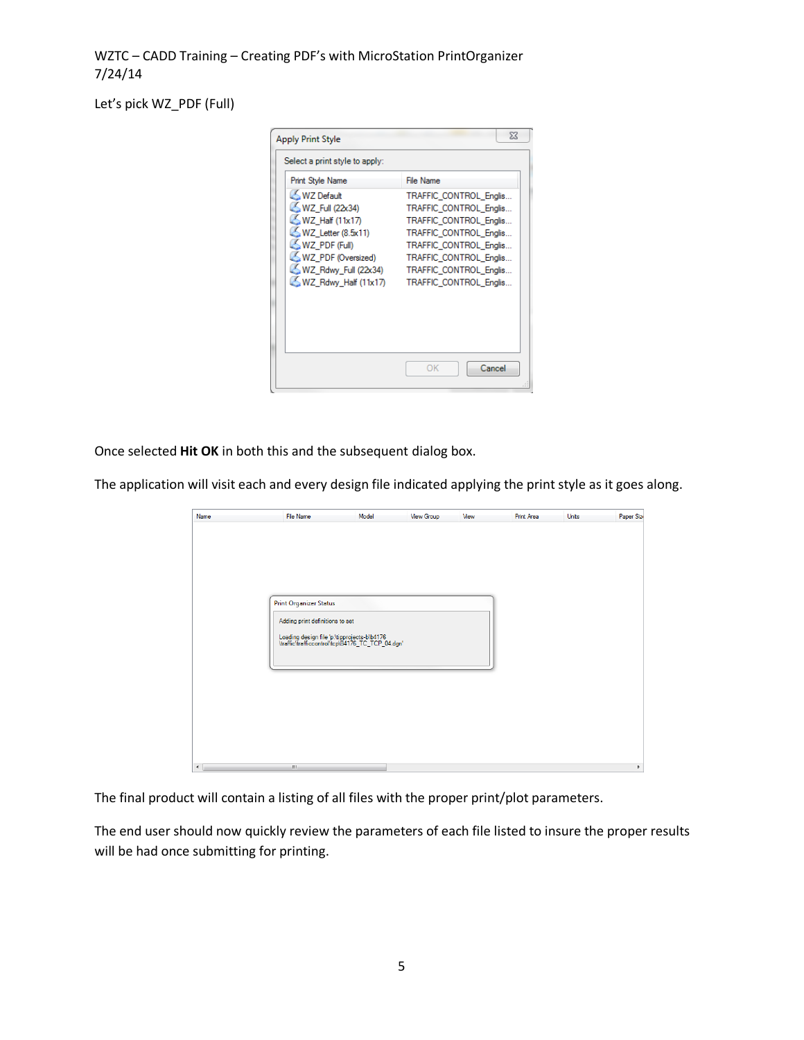Let's pick WZ_PDF (Full)

Apply Print Style

Select a print style to apply:

| Print Style Name | File Name |
| --- | --- |
| WZ Default | TRAFFIC_CONTROL_Englis... |
| WZ_Full (22x34) | TRAFFIC_CONTROL_Englis... |
| WZ_Half (11x17) | TRAFFIC_CONTROL_Englis... |
| WZ_Letter (8.5x11) | TRAFFIC_CONTROL_Englis... |
| WZ_PDF (Full) | TRAFFIC_CONTROL_Englis... |
| WZ_PDF (Oversized) | TRAFFIC_CONTROL_Englis... |
| WZ_Rdwy_Full (22x34) | TRAFFIC_CONTROL_Englis... |
| WZ_Rdwy_Half (11x17) | TRAFFIC_CONTROL_Englis... |

OK Cancel

Once selected **Hit OK** in both this and the subsequent dialog box.

The application will visit each and every design file indicated applying the print style as it goes along.

| Name | File Name | Model | View Group | View | Print Area | Units | Paper Size |
| --- | --- | --- | --- | --- | --- | --- | --- |

Print Organizer Status

Adding print definitions to set

Loading design file 'p:\tip\projects-b\b4176\traffic\trafficcontrol\tcp\B4176_TC_TCP_04.dgn'

The final product will contain a listing of all files with the proper print/plot parameters.

The end user should now quickly review the parameters of each file listed to insure the proper results will be had once submitting for printing.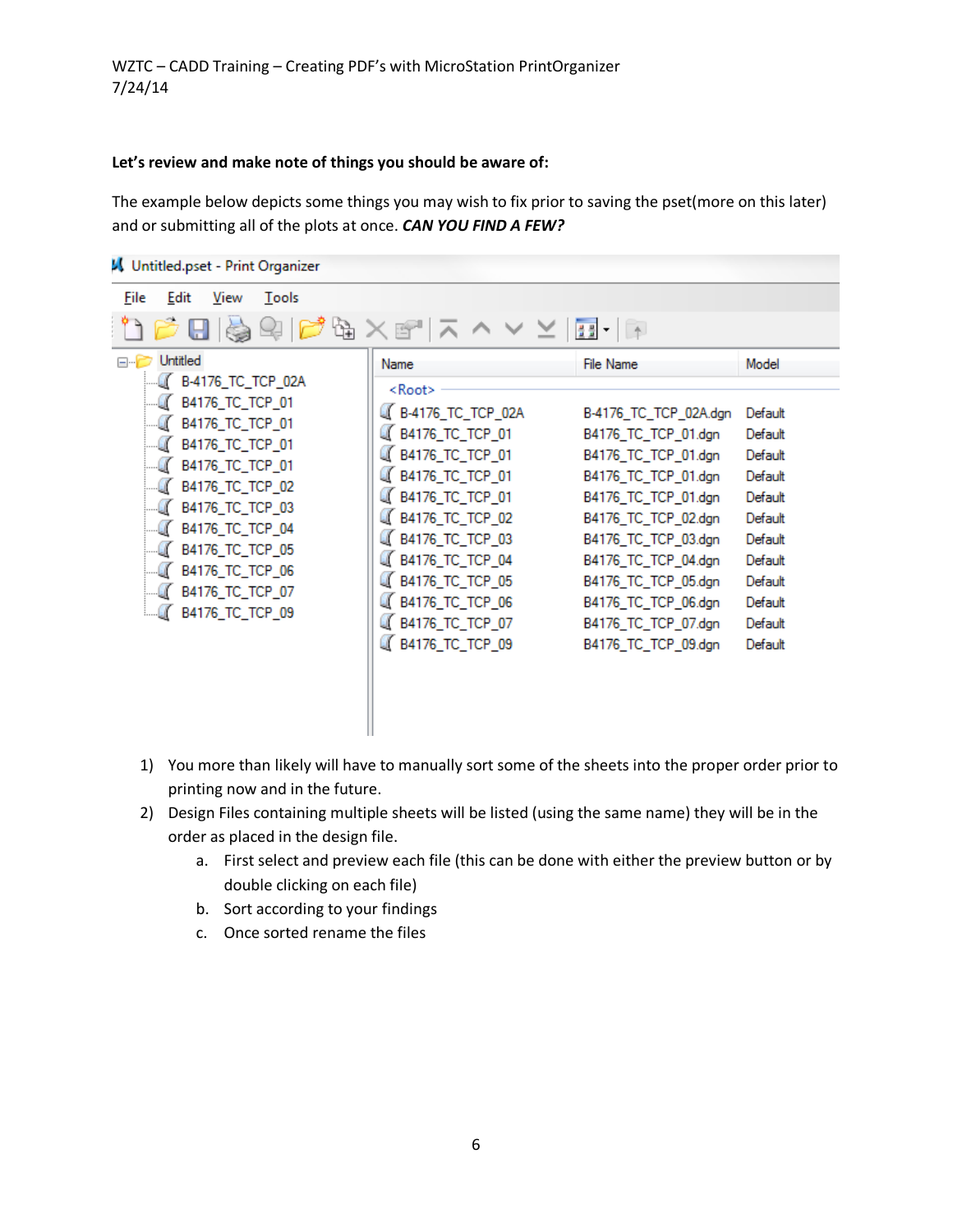**Let's review and make note of things you should be aware of:**

The example below depicts some things you may wish to fix prior to saving the pset(more on this later) and or submitting all of the plots at once. ***CAN YOU FIND A FEW?***

Untitled.pset - Print Organizer

File Edit View Tools

Untitled
- B-4176_TC_TCP_02A
- B4176_TC_TCP_01
- B4176_TC_TCP_01
- B4176_TC_TCP_01
- B4176_TC_TCP_01
- B4176_TC_TCP_02
- B4176_TC_TCP_03
- B4176_TC_TCP_04
- B4176_TC_TCP_05
- B4176_TC_TCP_06
- B4176_TC_TCP_07
- B4176_TC_TCP_09

| Name | File Name | Model |
|---|---|---|
| <Root> | | |
| B-4176_TC_TCP_02A | B-4176_TC_TCP_02A.dgn | Default |
| B4176_TC_TCP_01 | B4176_TC_TCP_01.dgn | Default |
| B4176_TC_TCP_01 | B4176_TC_TCP_01.dgn | Default |
| B4176_TC_TCP_01 | B4176_TC_TCP_01.dgn | Default |
| B4176_TC_TCP_01 | B4176_TC_TCP_01.dgn | Default |
| B4176_TC_TCP_02 | B4176_TC_TCP_02.dgn | Default |
| B4176_TC_TCP_03 | B4176_TC_TCP_03.dgn | Default |
| B4176_TC_TCP_04 | B4176_TC_TCP_04.dgn | Default |
| B4176_TC_TCP_05 | B4176_TC_TCP_05.dgn | Default |
| B4176_TC_TCP_06 | B4176_TC_TCP_06.dgn | Default |
| B4176_TC_TCP_07 | B4176_TC_TCP_07.dgn | Default |
| B4176_TC_TCP_09 | B4176_TC_TCP_09.dgn | Default |

1) You more than likely will have to manually sort some of the sheets into the proper order prior to printing now and in the future.
2) Design Files containing multiple sheets will be listed (using the same name) they will be in the order as placed in the design file.
    a. First select and preview each file (this can be done with either the preview button or by double clicking on each file)
    b. Sort according to your findings
    c. Once sorted rename the files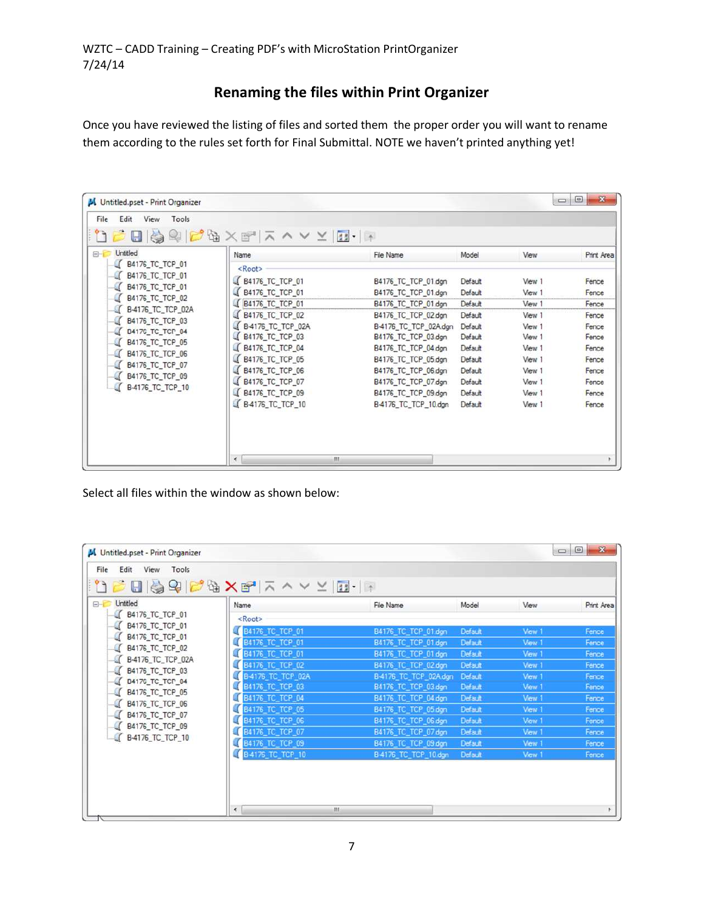## Renaming the files within Print Organizer

Once you have reviewed the listing of files and sorted them the proper order you will want to rename them according to the rules set forth for Final Submittal. NOTE we haven't printed anything yet!

Select all files within the window as shown below: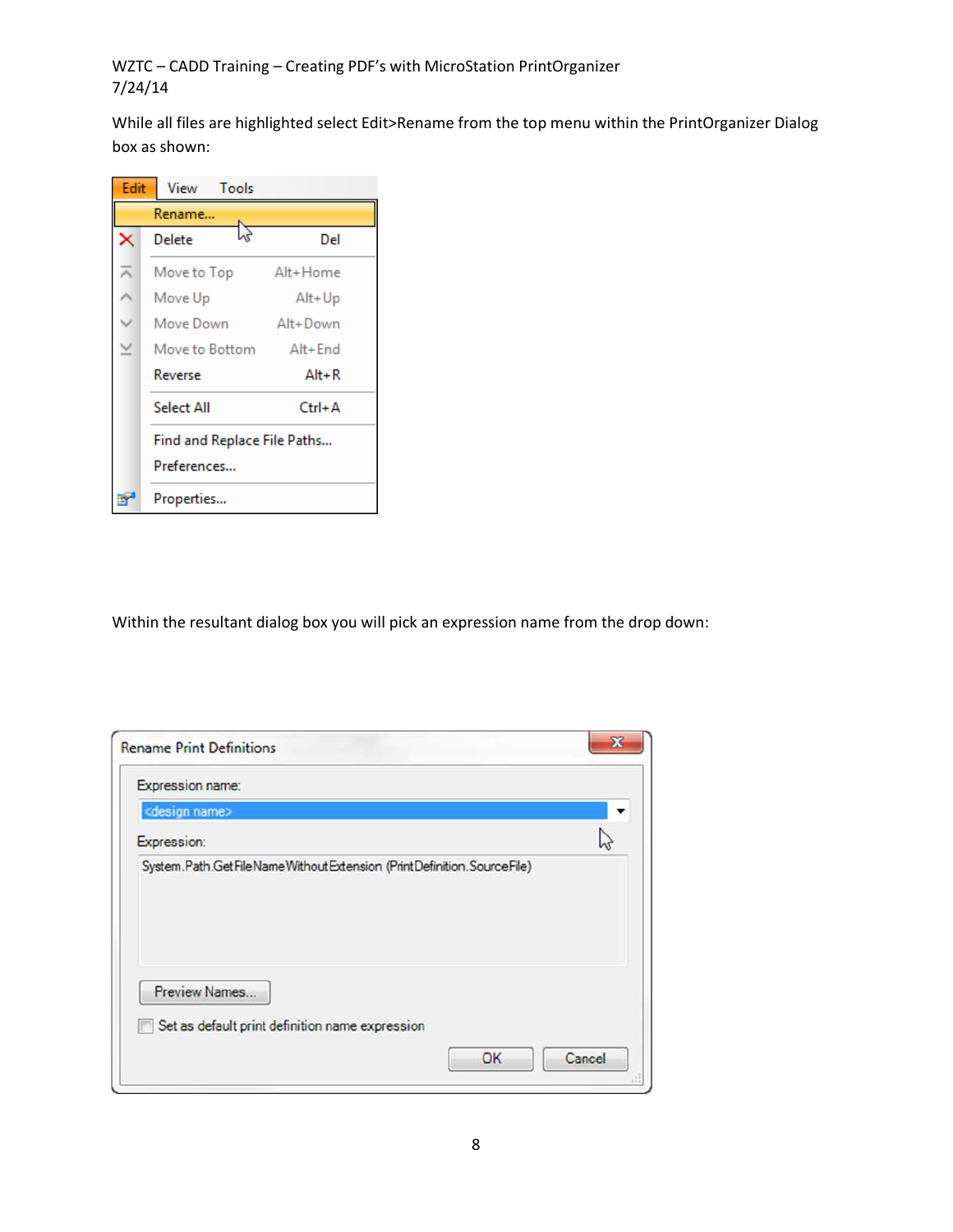While all files are highlighted select Edit>Rename from the top menu within the PrintOrganizer Dialog box as shown:

Edit   View   Tools

Rename...
Delete   Del
Move to Top   Alt+Home
Move Up   Alt+Up
Move Down   Alt+Down
Move to Bottom   Alt+End
Reverse   Alt+R
Select All   Ctrl+A
Find and Replace File Paths...
Preferences...
Properties...

Within the resultant dialog box you will pick an expression name from the drop down:

Rename Print Definitions

Expression name:
<design name>
Expression:
System.Path.GetFileNameWithoutExtension (PrintDefinition.SourceFile)

Preview Names...

Set as default print definition name expression

OK   Cancel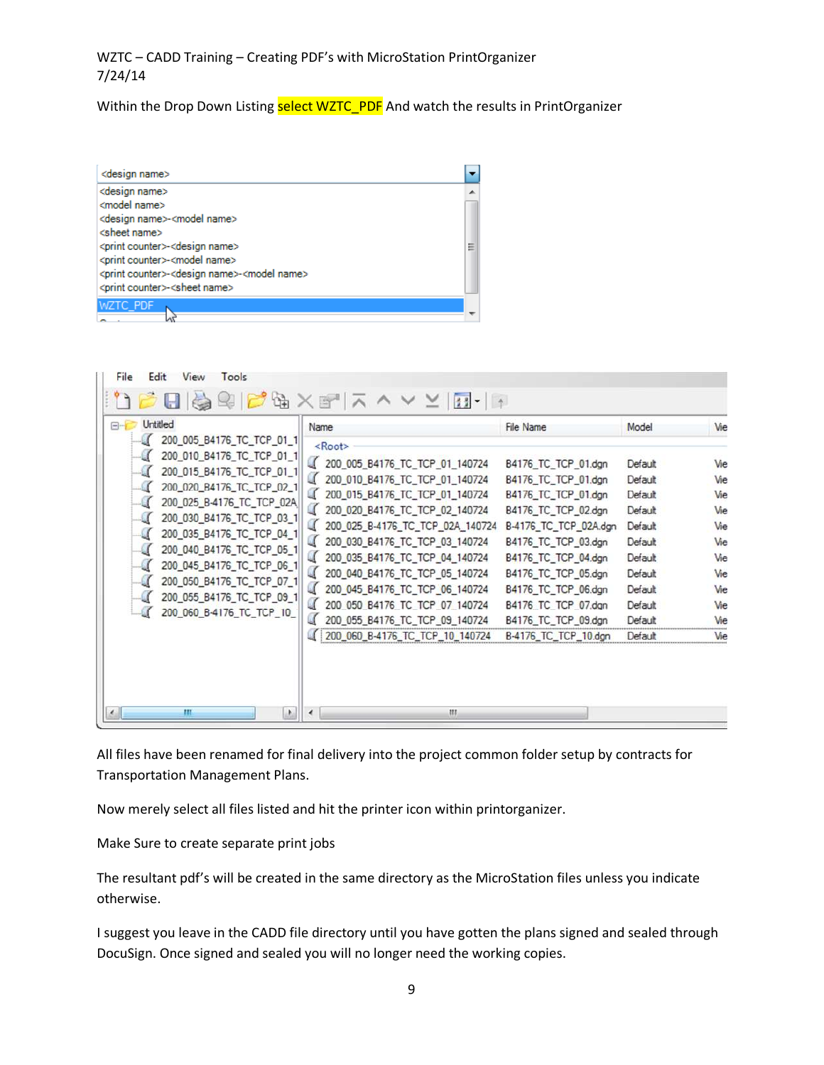Within the Drop Down Listing select WZTC_PDF And watch the results in PrintOrganizer

<design name>
<design name>
<model name>
<design name>-<model name>
<sheet name>
<print counter>-<design name>
<print counter>-<model name>
<print counter>-<design name>-<model name>
<print counter>-<sheet name>
WZTC_PDF

File Edit View Tools

Untitled
- 200_005_B4176_TC_TCP_01_1
- 200_010_B4176_TC_TCP_01_1
- 200_015_B4176_TC_TCP_01_1
- 200_020_B4176_TC_TCP_02_1
- 200_025_B-4176_TC_TCP_02A
- 200_030_B4176_TC_TCP_03_1
- 200_035_B4176_TC_TCP_04_1
- 200_040_B4176_TC_TCP_05_1
- 200_045_B4176_TC_TCP_06_1
- 200_050_B4176_TC_TCP_07_1
- 200_055_B4176_TC_TCP_09_1
- 200_060_B-4176_TC_TCP_10_

| Name | File Name | Model | Vie |
|---|---|---|---|
| <Root> | | | |
| 200_005_B4176_TC_TCP_01_140724 | B4176_TC_TCP_01.dgn | Default | Vie |
| 200_010_B4176_TC_TCP_01_140724 | B4176_TC_TCP_01.dgn | Default | Vie |
| 200_015_B4176_TC_TCP_01_140724 | B4176_TC_TCP_01.dgn | Default | Vie |
| 200_020_B4176_TC_TCP_02_140724 | B4176_TC_TCP_02.dgn | Default | Vie |
| 200_025_B-4176_TC_TCP_02A_140724 | B-4176_TC_TCP_02A.dgn | Default | Vie |
| 200_030_B4176_TC_TCP_03_140724 | B4176_TC_TCP_03.dgn | Default | Vie |
| 200_035_B4176_TC_TCP_04_140724 | B4176_TC_TCP_04.dgn | Default | Vie |
| 200_040_B4176_TC_TCP_05_140724 | B4176_TC_TCP_05.dgn | Default | Vie |
| 200_045_B4176_TC_TCP_06_140724 | B4176_TC_TCP_06.dgn | Default | Vie |
| 200_050_B4176_TC_TCP_07_140724 | B4176_TC_TCP_07.dgn | Default | Vie |
| 200_055_B4176_TC_TCP_09_140724 | B4176_TC_TCP_09.dgn | Default | Vie |
| 200_060_B-4176_TC_TCP_10_140724 | B-4176_TC_TCP_10.dgn | Default | Vie |

All files have been renamed for final delivery into the project common folder setup by contracts for Transportation Management Plans.

Now merely select all files listed and hit the printer icon within printorganizer.

Make Sure to create separate print jobs

The resultant pdf's will be created in the same directory as the MicroStation files unless you indicate otherwise.

I suggest you leave in the CADD file directory until you have gotten the plans signed and sealed through DocuSign. Once signed and sealed you will no longer need the working copies.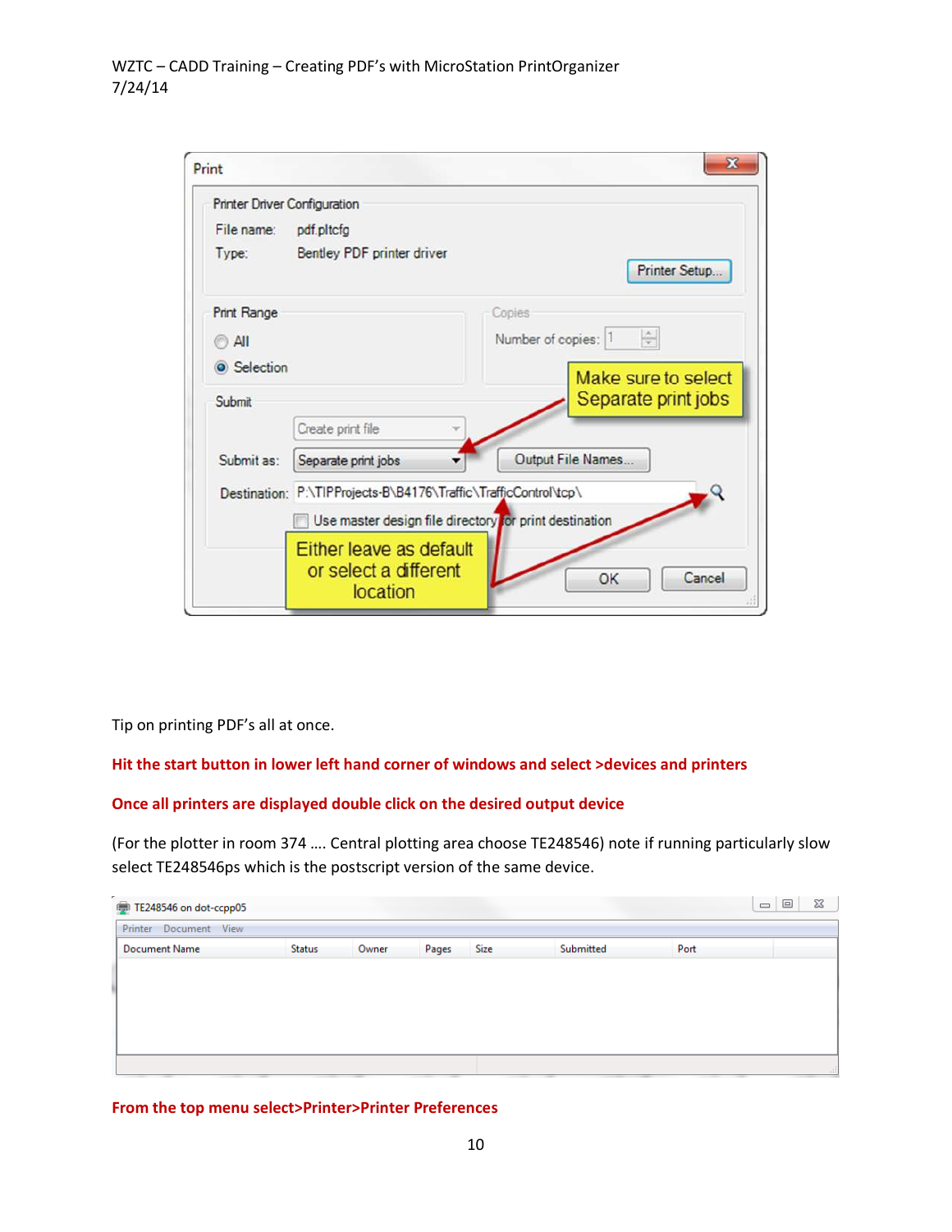Print

Printer Driver Configuration

File name: pdf.pltcfg

Type: Bentley PDF printer driver

Printer Setup...

Print Range

All

Selection

Copies

Number of copies: 1

Make sure to select Separate print jobs

Submit

Create print file

Submit as: Separate print jobs

Output File Names...

Destination: P:\TIPProjects-B\B4176\Traffic\TrafficControl\tcp\

Use master design file directory for print destination

Either leave as default or select a different location

OK

Cancel

Tip on printing PDF's all at once.

**Hit the start button in lower left hand corner of windows and select >devices and printers**

**Once all printers are displayed double click on the desired output device**

(For the plotter in room 374 …. Central plotting area choose TE248546) note if running particularly slow select TE248546ps which is the postscript version of the same device.

TE248546 on dot-ccpp05

Printer Document View

| Document Name | Status | Owner | Pages | Size | Submitted | Port |
|---|---|---|---|---|---|---|

**From the top menu select>Printer>Printer Preferences**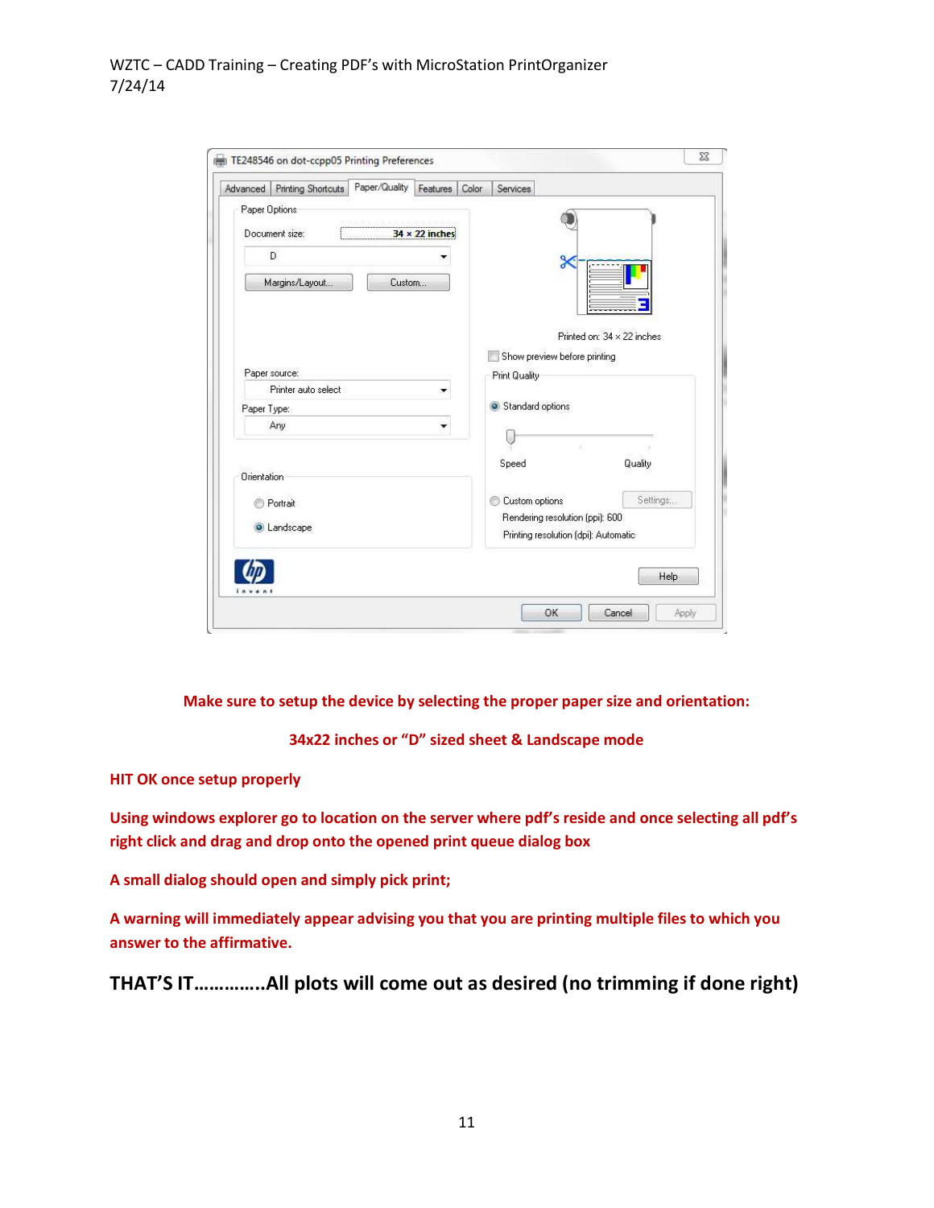**Make sure to setup the device by selecting the proper paper size and orientation:**

**34x22 inches or "D" sized sheet & Landscape mode**

**HIT OK once setup properly**

**Using windows explorer go to location on the server where pdf's reside and once selecting all pdf's right click and drag and drop onto the opened print queue dialog box**

**A small dialog should open and simply pick print;**

**A warning will immediately appear advising you that you are printing multiple files to which you answer to the affirmative.**

**THAT'S IT………….All plots will come out as desired (no trimming if done right)**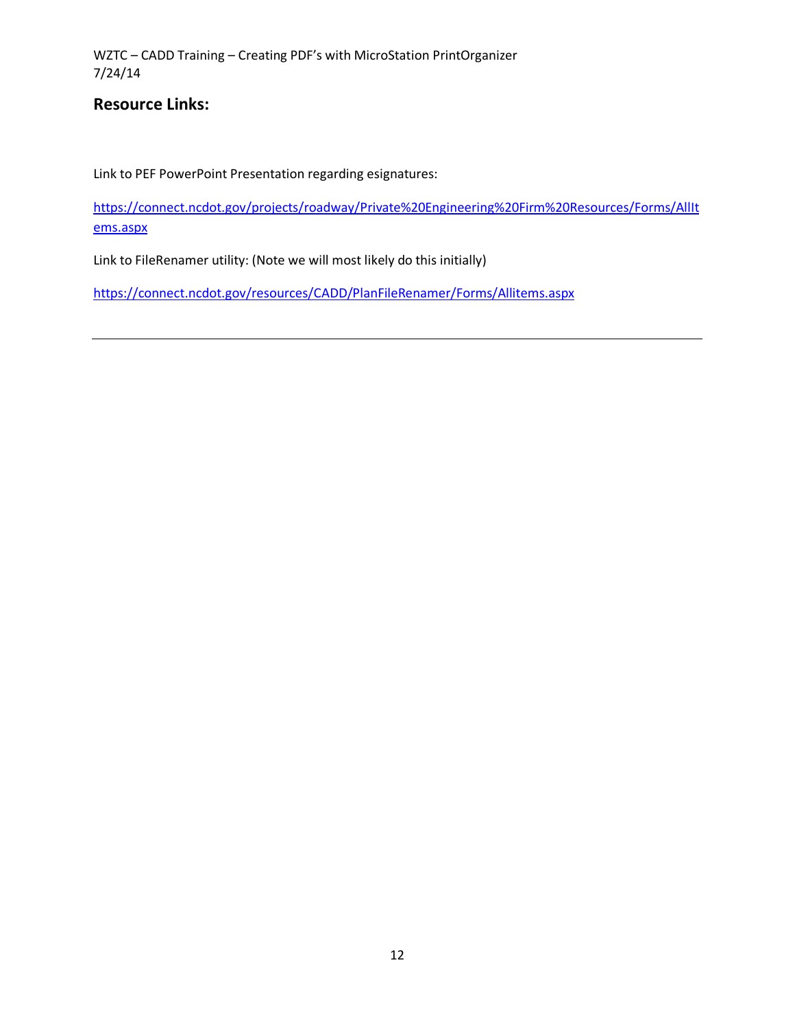## Resource Links:

Link to PEF PowerPoint Presentation regarding esignatures:

https://connect.ncdot.gov/projects/roadway/Private%20Engineering%20Firm%20Resources/Forms/AllItems.aspx

Link to FileRenamer utility: (Note we will most likely do this initially)

https://connect.ncdot.gov/resources/CADD/PlanFileRenamer/Forms/Allitems.aspx

---